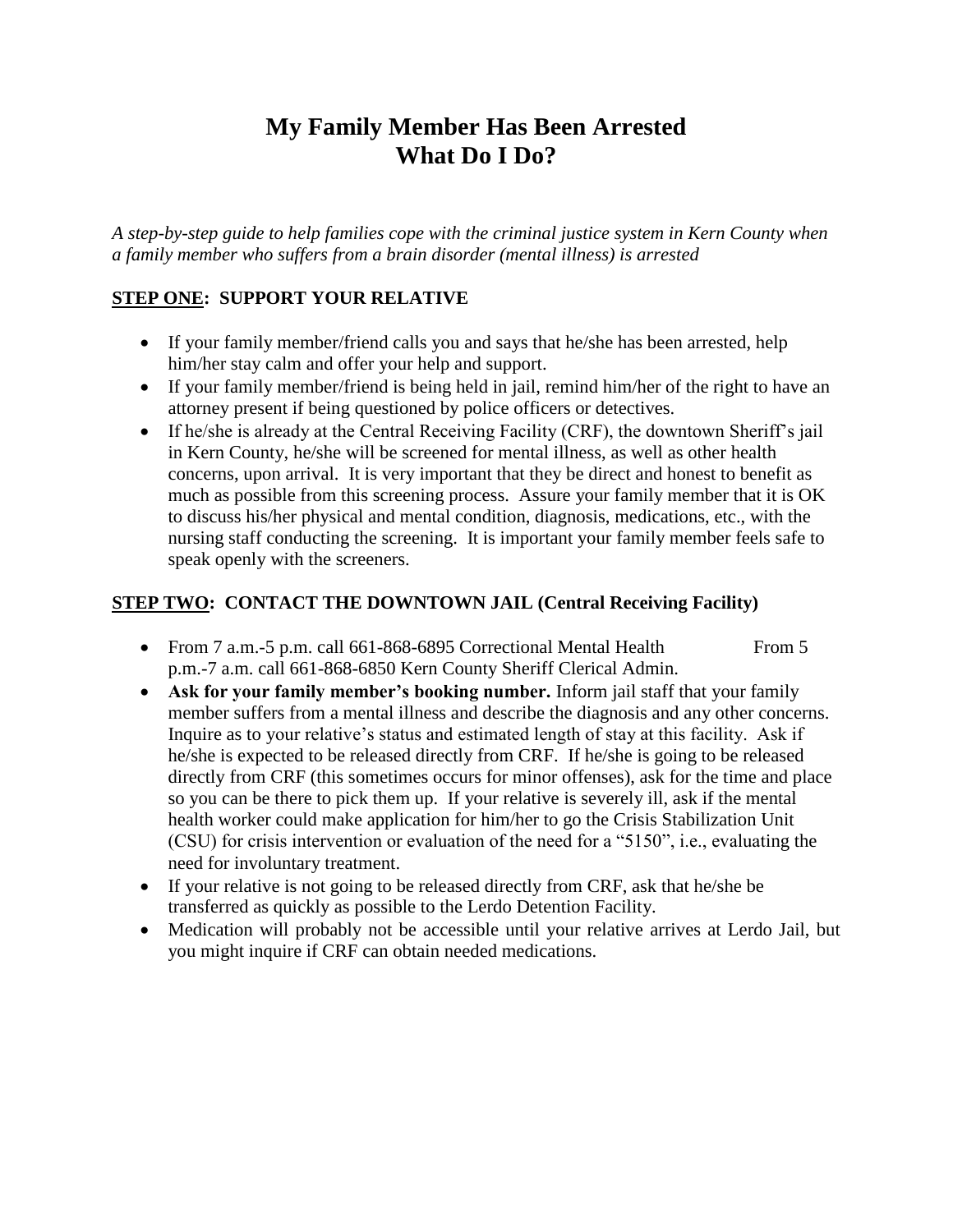# My Family Member Has Been Arrested
# What Do I Do?

*A step-by-step guide to help families cope with the criminal justice system in Kern County when a family member who suffers from a brain disorder (mental illness) is arrested*

## <u>STEP ONE</u>: SUPPORT YOUR RELATIVE

- If your family member/friend calls you and says that he/she has been arrested, help him/her stay calm and offer your help and support.
- If your family member/friend is being held in jail, remind him/her of the right to have an attorney present if being questioned by police officers or detectives.
- If he/she is already at the Central Receiving Facility (CRF), the downtown Sheriff's jail in Kern County, he/she will be screened for mental illness, as well as other health concerns, upon arrival. It is very important that they be direct and honest to benefit as much as possible from this screening process. Assure your family member that it is OK to discuss his/her physical and mental condition, diagnosis, medications, etc., with the nursing staff conducting the screening. It is important your family member feels safe to speak openly with the screeners.

## <u>STEP TWO</u>: CONTACT THE DOWNTOWN JAIL (Central Receiving Facility)

- From 7 a.m.-5 p.m. call 661-868-6895 Correctional Mental Health From 5 p.m.-7 a.m. call 661-868-6850 Kern County Sheriff Clerical Admin.
- **Ask for your family member's booking number.** Inform jail staff that your family member suffers from a mental illness and describe the diagnosis and any other concerns. Inquire as to your relative's status and estimated length of stay at this facility. Ask if he/she is expected to be released directly from CRF. If he/she is going to be released directly from CRF (this sometimes occurs for minor offenses), ask for the time and place so you can be there to pick them up. If your relative is severely ill, ask if the mental health worker could make application for him/her to go the Crisis Stabilization Unit (CSU) for crisis intervention or evaluation of the need for a "5150", i.e., evaluating the need for involuntary treatment.
- If your relative is not going to be released directly from CRF, ask that he/she be transferred as quickly as possible to the Lerdo Detention Facility.
- Medication will probably not be accessible until your relative arrives at Lerdo Jail, but you might inquire if CRF can obtain needed medications.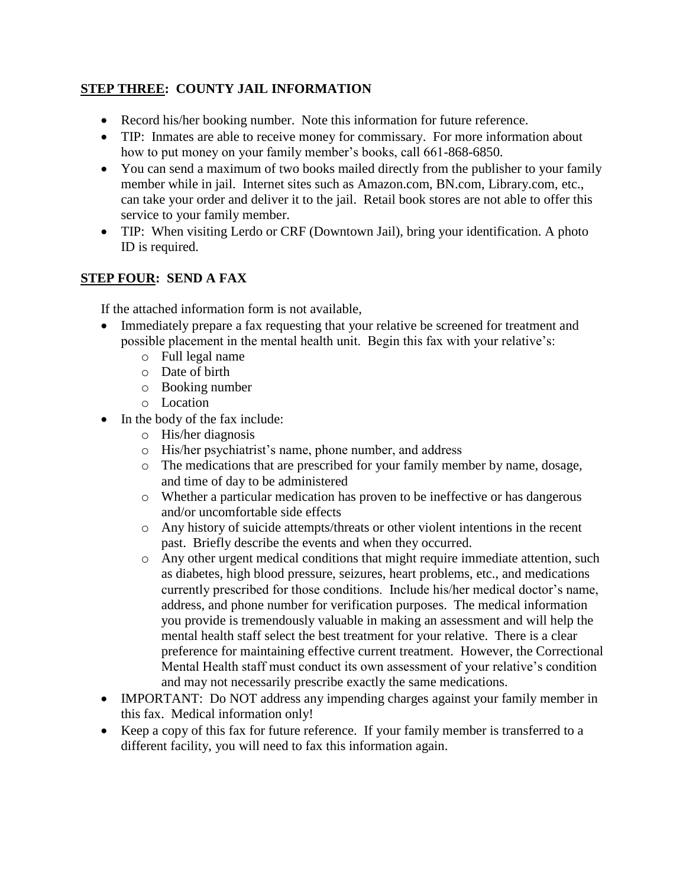## STEP THREE: COUNTY JAIL INFORMATION

- Record his/her booking number. Note this information for future reference.
- TIP: Inmates are able to receive money for commissary. For more information about how to put money on your family member's books, call 661-868-6850.
- You can send a maximum of two books mailed directly from the publisher to your family member while in jail. Internet sites such as Amazon.com, BN.com, Library.com, etc., can take your order and deliver it to the jail. Retail book stores are not able to offer this service to your family member.
- TIP: When visiting Lerdo or CRF (Downtown Jail), bring your identification. A photo ID is required.

## STEP FOUR: SEND A FAX

If the attached information form is not available,

- Immediately prepare a fax requesting that your relative be screened for treatment and possible placement in the mental health unit. Begin this fax with your relative's:
  - Full legal name
  - Date of birth
  - Booking number
  - Location
- In the body of the fax include:
  - His/her diagnosis
  - His/her psychiatrist's name, phone number, and address
  - The medications that are prescribed for your family member by name, dosage, and time of day to be administered
  - Whether a particular medication has proven to be ineffective or has dangerous and/or uncomfortable side effects
  - Any history of suicide attempts/threats or other violent intentions in the recent past. Briefly describe the events and when they occurred.
  - Any other urgent medical conditions that might require immediate attention, such as diabetes, high blood pressure, seizures, heart problems, etc., and medications currently prescribed for those conditions. Include his/her medical doctor's name, address, and phone number for verification purposes. The medical information you provide is tremendously valuable in making an assessment and will help the mental health staff select the best treatment for your relative. There is a clear preference for maintaining effective current treatment. However, the Correctional Mental Health staff must conduct its own assessment of your relative's condition and may not necessarily prescribe exactly the same medications.
- IMPORTANT: Do NOT address any impending charges against your family member in this fax. Medical information only!
- Keep a copy of this fax for future reference. If your family member is transferred to a different facility, you will need to fax this information again.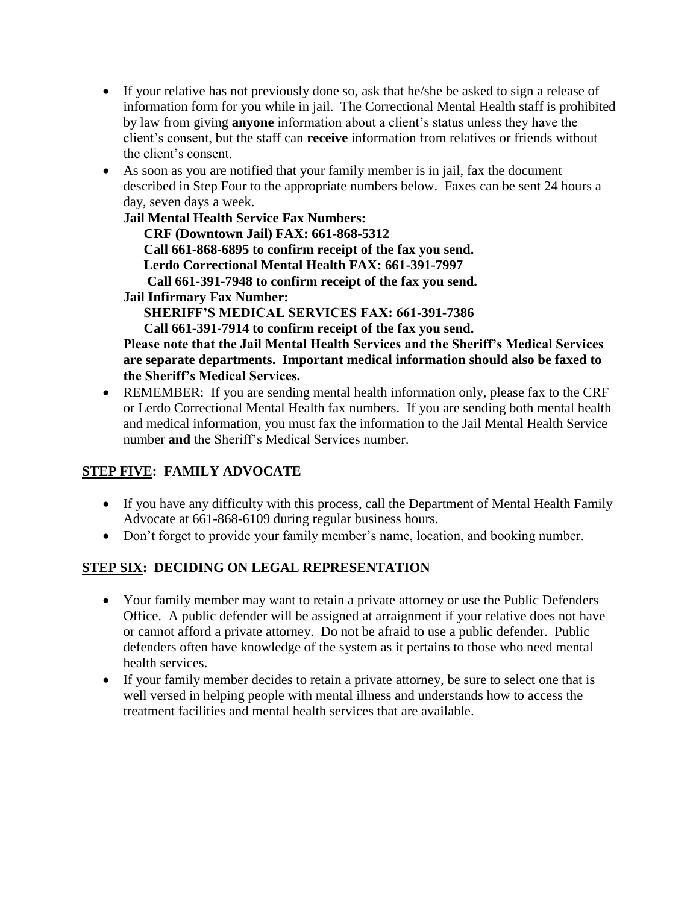- If your relative has not previously done so, ask that he/she be asked to sign a release of information form for you while in jail. The Correctional Mental Health staff is prohibited by law from giving **anyone** information about a client's status unless they have the client's consent, but the staff can **receive** information from relatives or friends without the client's consent.
- As soon as you are notified that your family member is in jail, fax the document described in Step Four to the appropriate numbers below. Faxes can be sent 24 hours a day, seven days a week.

  **Jail Mental Health Service Fax Numbers:**

  **CRF (Downtown Jail) FAX: 661-868-5312**

  **Call 661-868-6895 to confirm receipt of the fax you send.**

  **Lerdo Correctional Mental Health FAX: 661-391-7997**

  **Call 661-391-7948 to confirm receipt of the fax you send.**

  **Jail Infirmary Fax Number:**

  **SHERIFF'S MEDICAL SERVICES FAX: 661-391-7386**

  **Call 661-391-7914 to confirm receipt of the fax you send.**

  **Please note that the Jail Mental Health Services and the Sheriff's Medical Services are separate departments. Important medical information should also be faxed to the Sheriff's Medical Services.**
- REMEMBER: If you are sending mental health information only, please fax to the CRF or Lerdo Correctional Mental Health fax numbers. If you are sending both mental health and medical information, you must fax the information to the Jail Mental Health Service number **and** the Sheriff's Medical Services number.

## STEP FIVE: FAMILY ADVOCATE

- If you have any difficulty with this process, call the Department of Mental Health Family Advocate at 661-868-6109 during regular business hours.
- Don't forget to provide your family member's name, location, and booking number.

## STEP SIX: DECIDING ON LEGAL REPRESENTATION

- Your family member may want to retain a private attorney or use the Public Defenders Office. A public defender will be assigned at arraignment if your relative does not have or cannot afford a private attorney. Do not be afraid to use a public defender. Public defenders often have knowledge of the system as it pertains to those who need mental health services.
- If your family member decides to retain a private attorney, be sure to select one that is well versed in helping people with mental illness and understands how to access the treatment facilities and mental health services that are available.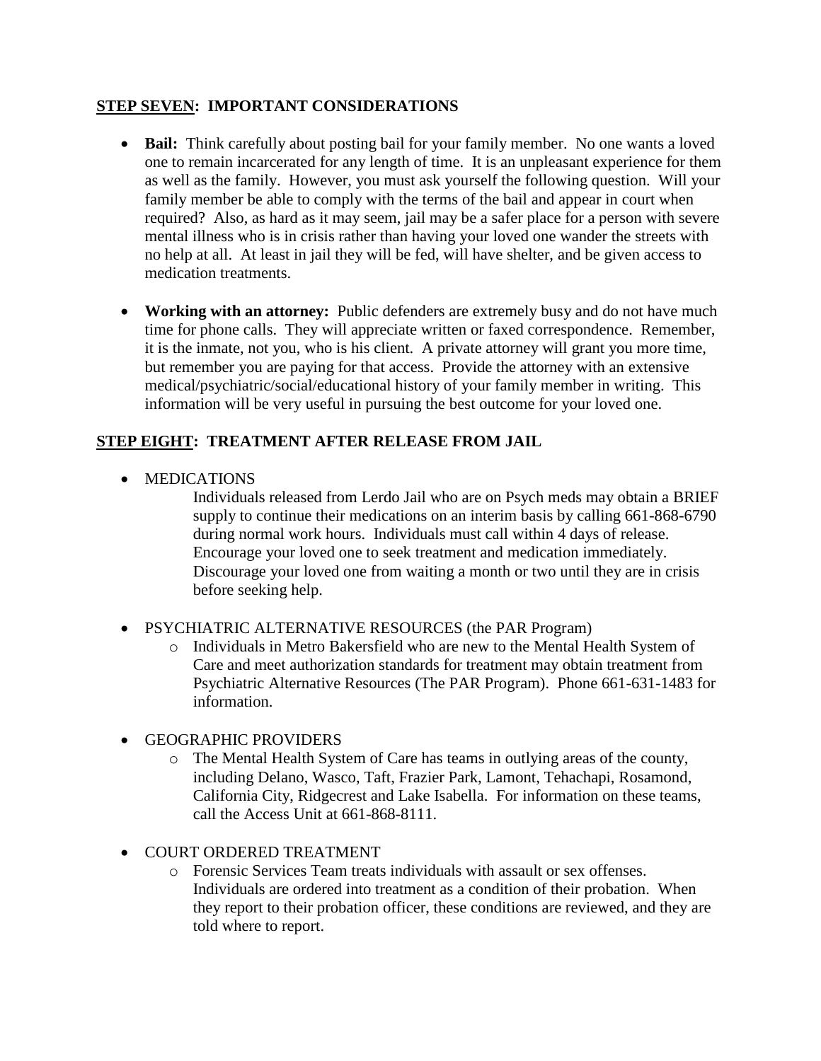## STEP SEVEN: IMPORTANT CONSIDERATIONS

- **Bail:** Think carefully about posting bail for your family member. No one wants a loved one to remain incarcerated for any length of time. It is an unpleasant experience for them as well as the family. However, you must ask yourself the following question. Will your family member be able to comply with the terms of the bail and appear in court when required? Also, as hard as it may seem, jail may be a safer place for a person with severe mental illness who is in crisis rather than having your loved one wander the streets with no help at all. At least in jail they will be fed, will have shelter, and be given access to medication treatments.

- **Working with an attorney:** Public defenders are extremely busy and do not have much time for phone calls. They will appreciate written or faxed correspondence. Remember, it is the inmate, not you, who is his client. A private attorney will grant you more time, but remember you are paying for that access. Provide the attorney with an extensive medical/psychiatric/social/educational history of your family member in writing. This information will be very useful in pursuing the best outcome for your loved one.

## STEP EIGHT: TREATMENT AFTER RELEASE FROM JAIL

- MEDICATIONS

  Individuals released from Lerdo Jail who are on Psych meds may obtain a BRIEF supply to continue their medications on an interim basis by calling 661-868-6790 during normal work hours. Individuals must call within 4 days of release. Encourage your loved one to seek treatment and medication immediately. Discourage your loved one from waiting a month or two until they are in crisis before seeking help.

- PSYCHIATRIC ALTERNATIVE RESOURCES (the PAR Program)
  - Individuals in Metro Bakersfield who are new to the Mental Health System of Care and meet authorization standards for treatment may obtain treatment from Psychiatric Alternative Resources (The PAR Program). Phone 661-631-1483 for information.

- GEOGRAPHIC PROVIDERS
  - The Mental Health System of Care has teams in outlying areas of the county, including Delano, Wasco, Taft, Frazier Park, Lamont, Tehachapi, Rosamond, California City, Ridgecrest and Lake Isabella. For information on these teams, call the Access Unit at 661-868-8111.

- COURT ORDERED TREATMENT
  - Forensic Services Team treats individuals with assault or sex offenses. Individuals are ordered into treatment as a condition of their probation. When they report to their probation officer, these conditions are reviewed, and they are told where to report.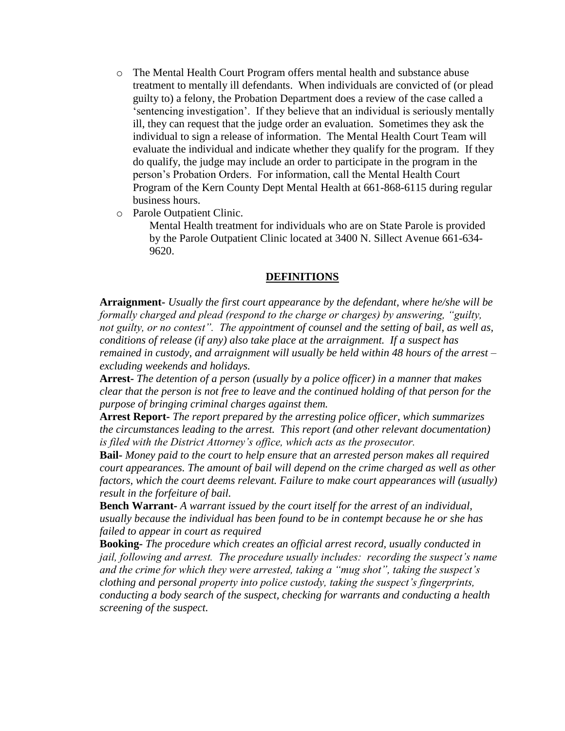- The Mental Health Court Program offers mental health and substance abuse treatment to mentally ill defendants. When individuals are convicted of (or plead guilty to) a felony, the Probation Department does a review of the case called a 'sentencing investigation'. If they believe that an individual is seriously mentally ill, they can request that the judge order an evaluation. Sometimes they ask the individual to sign a release of information. The Mental Health Court Team will evaluate the individual and indicate whether they qualify for the program. If they do qualify, the judge may include an order to participate in the program in the person's Probation Orders. For information, call the Mental Health Court Program of the Kern County Dept Mental Health at 661-868-6115 during regular business hours.
- Parole Outpatient Clinic.

  Mental Health treatment for individuals who are on State Parole is provided by the Parole Outpatient Clinic located at 3400 N. Sillect Avenue 661-634-9620.

## DEFINITIONS

**Arraignment-** *Usually the first court appearance by the defendant, where he/she will be formally charged and plead (respond to the charge or charges) by answering, "guilty, not guilty, or no contest". The appointment of counsel and the setting of bail, as well as, conditions of release (if any) also take place at the arraignment. If a suspect has remained in custody, and arraignment will usually be held within 48 hours of the arrest – excluding weekends and holidays.*

**Arrest-** *The detention of a person (usually by a police officer) in a manner that makes clear that the person is not free to leave and the continued holding of that person for the purpose of bringing criminal charges against them.*

**Arrest Report-** *The report prepared by the arresting police officer, which summarizes the circumstances leading to the arrest. This report (and other relevant documentation) is filed with the District Attorney's office, which acts as the prosecutor.*

**Bail-** *Money paid to the court to help ensure that an arrested person makes all required court appearances. The amount of bail will depend on the crime charged as well as other factors, which the court deems relevant. Failure to make court appearances will (usually) result in the forfeiture of bail.*

**Bench Warrant-** *A warrant issued by the court itself for the arrest of an individual, usually because the individual has been found to be in contempt because he or she has failed to appear in court as required*

**Booking-** *The procedure which creates an official arrest record, usually conducted in jail, following and arrest. The procedure usually includes: recording the suspect's name and the crime for which they were arrested, taking a "mug shot", taking the suspect's clothing and personal property into police custody, taking the suspect's fingerprints, conducting a body search of the suspect, checking for warrants and conducting a health screening of the suspect.*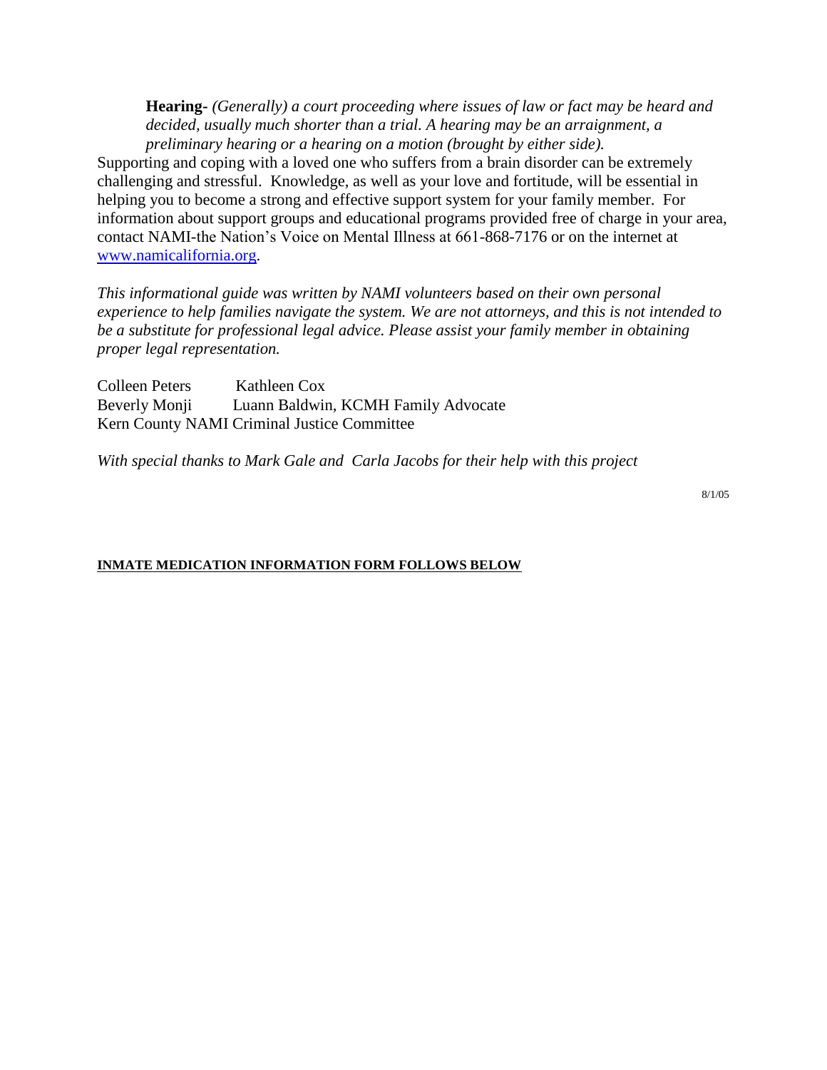**Hearing-** *(Generally) a court proceeding where issues of law or fact may be heard and decided, usually much shorter than a trial. A hearing may be an arraignment, a preliminary hearing or a hearing on a motion (brought by either side).*

Supporting and coping with a loved one who suffers from a brain disorder can be extremely challenging and stressful. Knowledge, as well as your love and fortitude, will be essential in helping you to become a strong and effective support system for your family member. For information about support groups and educational programs provided free of charge in your area, contact NAMI-the Nation's Voice on Mental Illness at 661-868-7176 or on the internet at [www.namicalifornia.org](http://www.namicalifornia.org).

*This informational guide was written by NAMI volunteers based on their own personal experience to help families navigate the system. We are not attorneys, and this is not intended to be a substitute for professional legal advice. Please assist your family member in obtaining proper legal representation.*

Colleen Peters    Kathleen Cox
Beverly Monji    Luann Baldwin, KCMH Family Advocate
Kern County NAMI Criminal Justice Committee

*With special thanks to Mark Gale and Carla Jacobs for their help with this project*

8/1/05

**INMATE MEDICATION INFORMATION FORM FOLLOWS BELOW**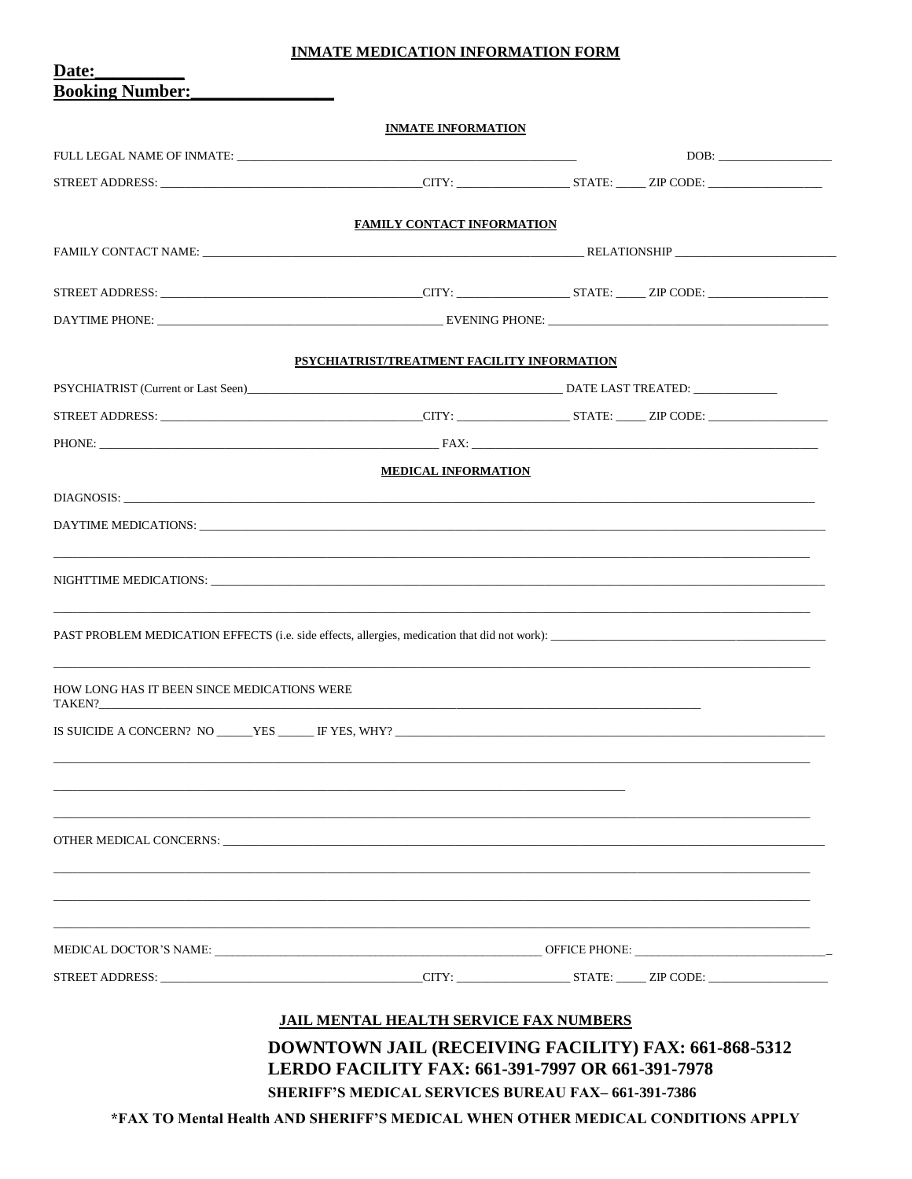# INMATE MEDICATION INFORMATION FORM

**Date:__________**
**Booking Number:_______________**

## INMATE INFORMATION

FULL LEGAL NAME OF INMATE: ________________________________________________________ DOB: __________________

STREET ADDRESS: ________________________________________CITY: __________________ STATE: _____ ZIP CODE: __________________

## FAMILY CONTACT INFORMATION

FAMILY CONTACT NAME: ________________________________________________________ RELATIONSHIP __________________________

STREET ADDRESS: ________________________________________CITY: __________________ STATE: _____ ZIP CODE: __________________

DAYTIME PHONE: ________________________________________ EVENING PHONE: ________________________________________

## PSYCHIATRIST/TREATMENT FACILITY INFORMATION

PSYCHIATRIST (Current or Last Seen)__________________________________________________ DATE LAST TREATED: _____________

STREET ADDRESS: ________________________________________CITY: __________________ STATE: _____ ZIP CODE: __________________

PHONE: ________________________________________________________ FAX: ________________________________________________________

## MEDICAL INFORMATION

DIAGNOSIS: ______________________________________________________________________________________________________

DAYTIME MEDICATIONS: ____________________________________________________________________________________________

__________________________________________________________________________________________________________________

NIGHTTIME MEDICATIONS: __________________________________________________________________________________________

__________________________________________________________________________________________________________________

PAST PROBLEM MEDICATION EFFECTS (i.e. side effects, allergies, medication that did not work): ______________________________

__________________________________________________________________________________________________________________

HOW LONG HAS IT BEEN SINCE MEDICATIONS WERE TAKEN?______________________________________________________________________

IS SUICIDE A CONCERN? NO ______YES ______ IF YES, WHY? ______________________________________________________________

__________________________________________________________________________________________________________________

__________________________________________________________________________________________

__________________________________________________________________________________________________________________

OTHER MEDICAL CONCERNS: ________________________________________________________________________________________

__________________________________________________________________________________________________________________

__________________________________________________________________________________________________________________

__________________________________________________________________________________________________________________

MEDICAL DOCTOR'S NAME: ________________________________________________________ OFFICE PHONE: ______________________________

STREET ADDRESS: ________________________________________CITY: __________________ STATE: _____ ZIP CODE: __________________

## JAIL MENTAL HEALTH SERVICE FAX NUMBERS

**DOWNTOWN JAIL (RECEIVING FACILITY) FAX: 661-868-5312**
**LERDO FACILITY FAX: 661-391-7997 OR 661-391-7978**
**SHERIFF'S MEDICAL SERVICES BUREAU FAX– 661-391-7386**

**\*FAX TO Mental Health AND SHERIFF'S MEDICAL WHEN OTHER MEDICAL CONDITIONS APPLY**